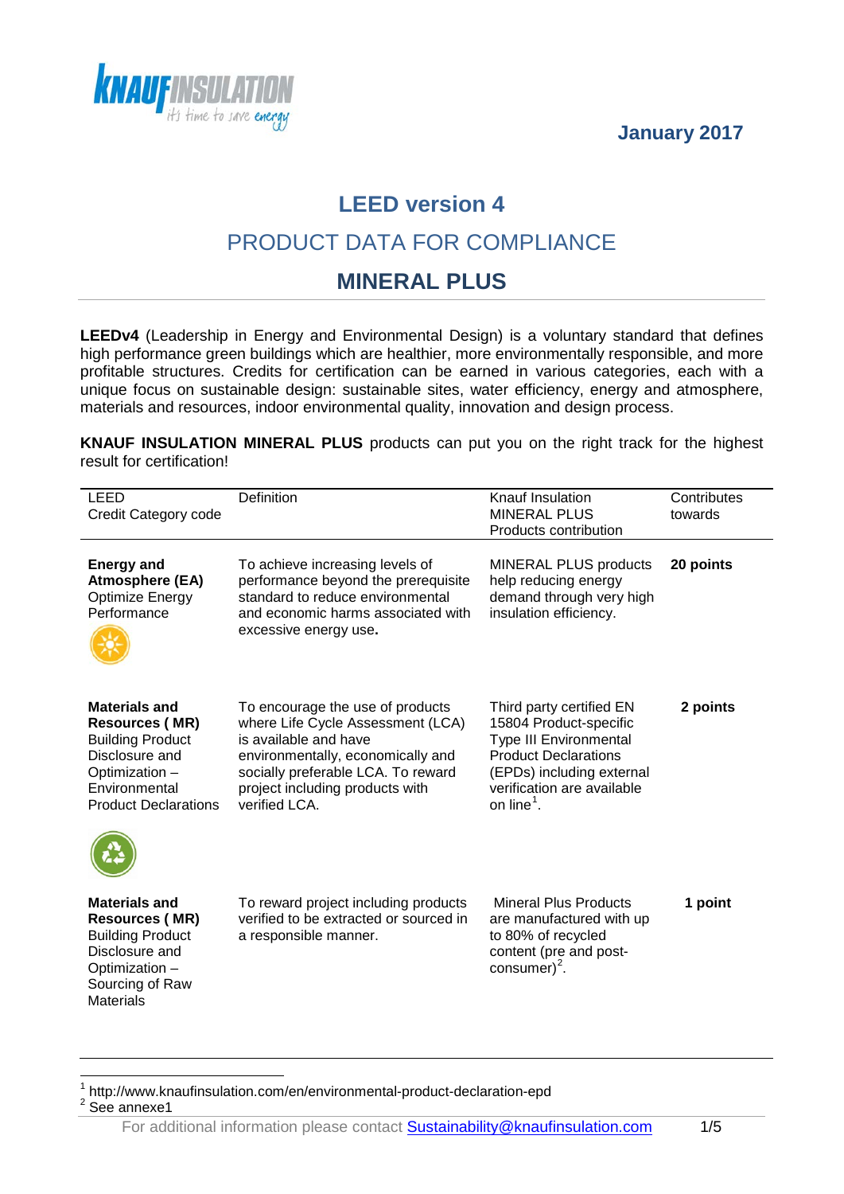January 2017

# LEED version 4

## PRODUCT DATA FOR COMPLIANCE

## MINERAL PLUS

**LEEDv4** (Leadership in Energy and Environmental Design) is a voluntary standard that defines high performance green buildings which are healthier, more environmentally responsible, and more profitable structures. Credits for certification can be earned in various categories, each with a unique focus on sustainable design: sustainable sites, water efficiency, energy and atmosphere, materials and resources, indoor environmental quality, innovation and design process.

**KNAUF INSULATION MINERAL PLUS** products can put you on the right track for the highest result for certification!

| LEED Credit Category code | Definition | Knauf Insulation MINERAL PLUS Products contribution | Contributes towards |
|---|---|---|---|
| **Energy and Atmosphere (EA)** Optimize Energy Performance | To achieve increasing levels of performance beyond the prerequisite standard to reduce environmental and economic harms associated with excessive energy use**.** | MINERAL PLUS products help reducing energy demand through very high insulation efficiency. | **20 points** |
| **Materials and Resources ( MR)** Building Product Disclosure and Optimization – Environmental Product Declarations | To encourage the use of products where Life Cycle Assessment (LCA) is available and have environmentally, economically and socially preferable LCA. To reward project including products with verified LCA. | Third party certified EN 15804 Product-specific Type III Environmental Product Declarations (EPDs) including external verification are available on line[1]. | **2 points** |
| **Materials and Resources ( MR)** Building Product Disclosure and Optimization – Sourcing of Raw Materials | To reward project including products verified to be extracted or sourced in a responsible manner. | Mineral Plus Products are manufactured with up to 80% of recycled content (pre and post-consumer)[2]. | **1 point** |

[1] http://www.knaufinsulation.com/en/environmental-product-declaration-epd

[2] See annexe1

For additional information please contact Sustainability@knaufinsulation.com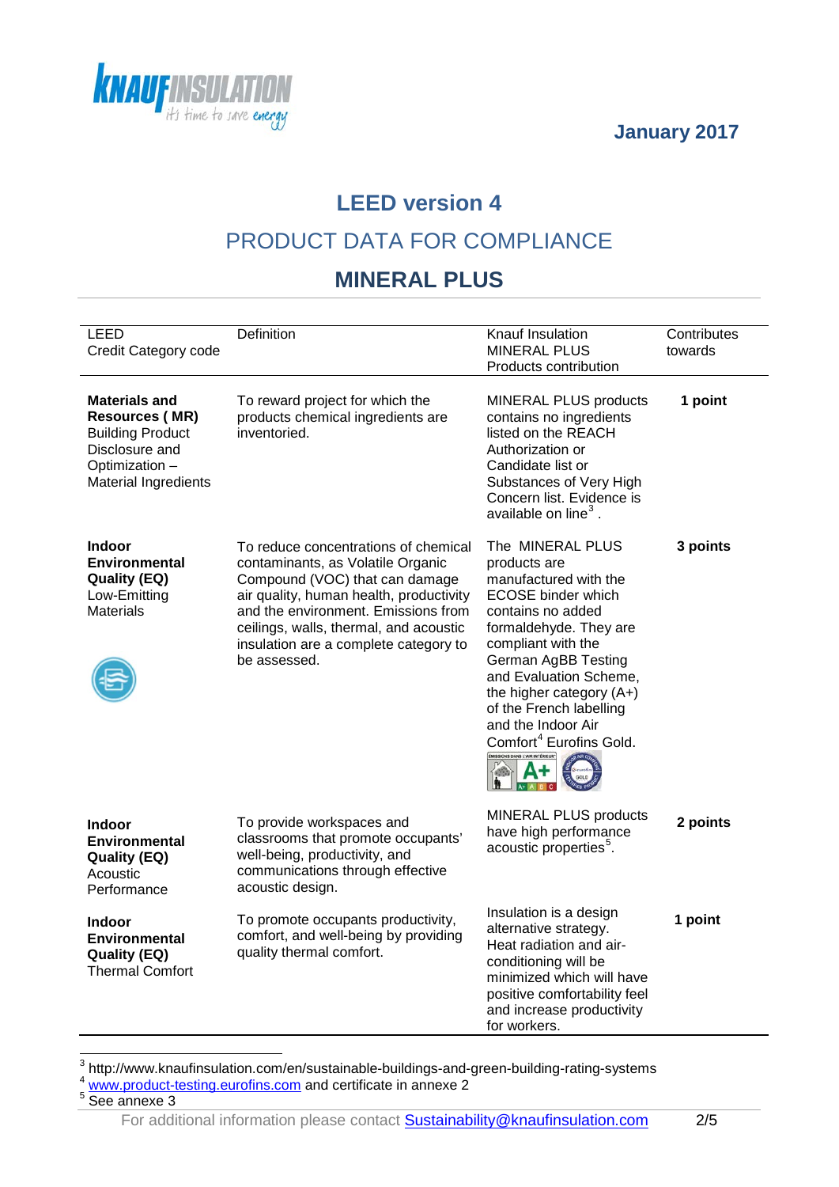January 2017

# LEED version 4

## PRODUCT DATA FOR COMPLIANCE

## MINERAL PLUS

| LEED Credit Category code | Definition | Knauf Insulation MINERAL PLUS Products contribution | Contributes towards |
|---|---|---|---|
| **Materials and Resources ( MR)** Building Product Disclosure and Optimization – Material Ingredients | To reward project for which the products chemical ingredients are inventoried. | MINERAL PLUS products contains no ingredients listed on the REACH Authorization or Candidate list or Substances of Very High Concern list. Evidence is available on line[3] . | **1 point** |
| **Indoor Environmental Quality (EQ)** Low-Emitting Materials | To reduce concentrations of chemical contaminants, as Volatile Organic Compound (VOC) that can damage air quality, human health, productivity and the environment. Emissions from ceilings, walls, thermal, and acoustic insulation are a complete category to be assessed. | The MINERAL PLUS products are manufactured with the ECOSE binder which contains no added formaldehyde. They are compliant with the German AgBB Testing and Evaluation Scheme, the higher category (A+) of the French labelling and the Indoor Air Comfort[4] Eurofins Gold. | **3 points** |
| **Indoor Environmental Quality (EQ)** Acoustic Performance | To provide workspaces and classrooms that promote occupants' well-being, productivity, and communications through effective acoustic design. | MINERAL PLUS products have high performance acoustic properties[5]. | **2 points** |
| **Indoor Environmental Quality (EQ)** Thermal Comfort | To promote occupants productivity, comfort, and well-being by providing quality thermal comfort. | Insulation is a design alternative strategy. Heat radiation and air-conditioning will be minimized which will have positive comfortability feel and increase productivity for workers. | **1 point** |

[3] http://www.knaufinsulation.com/en/sustainable-buildings-and-green-building-rating-systems

[4] www.product-testing.eurofins.com and certificate in annexe 2

[5] See annexe 3

For additional information please contact Sustainability@knaufinsulation.com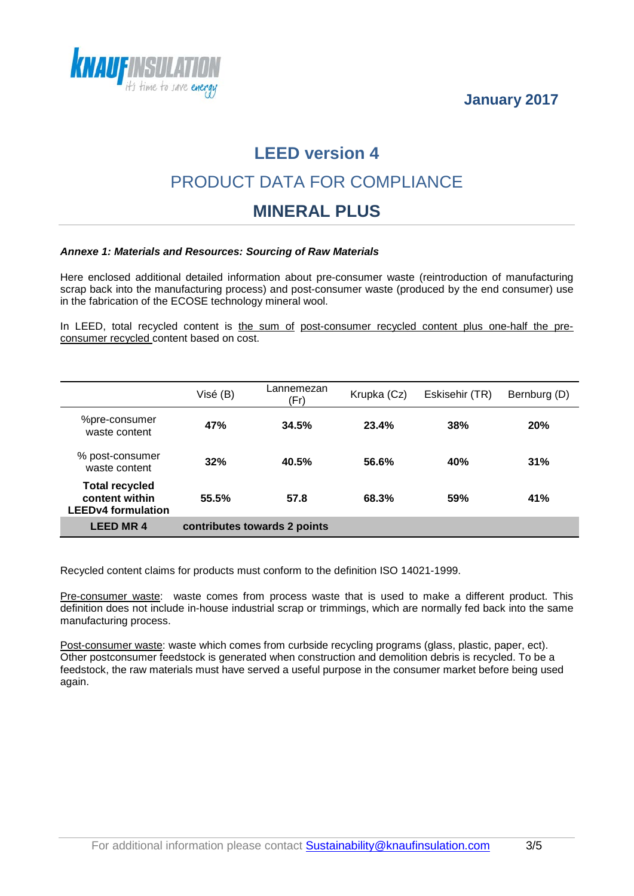January 2017

# LEED version 4

## PRODUCT DATA FOR COMPLIANCE

## MINERAL PLUS

***Annexe 1: Materials and Resources: Sourcing of Raw Materials***

Here enclosed additional detailed information about pre-consumer waste (reintroduction of manufacturing scrap back into the manufacturing process) and post-consumer waste (produced by the end consumer) use in the fabrication of the ECOSE technology mineral wool.

In LEED, total recycled content is the sum of post-consumer recycled content plus one-half the pre-consumer recycled content based on cost.

| | Visé (B) | Lannemezan (Fr) | Krupka (Cz) | Eskisehir (TR) | Bernburg (D) |
|---|---|---|---|---|---|
| %pre-consumer waste content | **47%** | **34.5%** | **23.4%** | **38%** | **20%** |
| % post-consumer waste content | **32%** | **40.5%** | **56.6%** | **40%** | **31%** |
| **Total recycled content within LEEDv4 formulation** | **55.5%** | **57.8** | **68.3%** | **59%** | **41%** |
| **LEED MR 4** | **contributes towards 2 points** | | | | |

Recycled content claims for products must conform to the definition ISO 14021-1999.

Pre-consumer waste: waste comes from process waste that is used to make a different product. This definition does not include in-house industrial scrap or trimmings, which are normally fed back into the same manufacturing process.

Post-consumer waste: waste which comes from curbside recycling programs (glass, plastic, paper, ect). Other postconsumer feedstock is generated when construction and demolition debris is recycled. To be a feedstock, the raw materials must have served a useful purpose in the consumer market before being used again.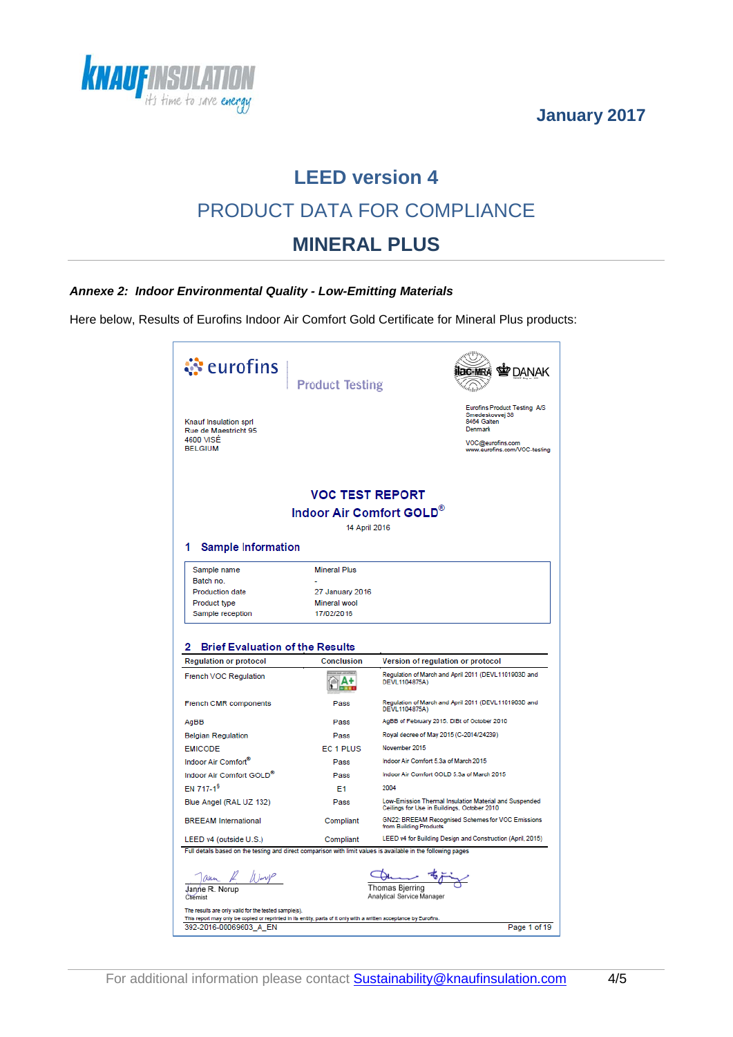January 2017

# LEED version 4

## PRODUCT DATA FOR COMPLIANCE

## MINERAL PLUS

***Annexe 2: Indoor Environmental Quality - Low-Emitting Materials***

Here below, Results of Eurofins Indoor Air Comfort Gold Certificate for Mineral Plus products:

eurofins | Product Testing

ilac-MRA DANAK

Knauf Insulation sprl
Rue de Maestricht 95
4600 VISÉ
BELGIUM

Eurofins Product Testing A/S
Smedeskovvej 38
8464 Galten
Denmark

VOC@eurofins.com
www.eurofins.com/VOC-testing

**VOC TEST REPORT**

**Indoor Air Comfort GOLD®**

14 April 2016

### 1 Sample Information

| | |
|---|---|
| Sample name | Mineral Plus |
| Batch no. | - |
| Production date | 27 January 2016 |
| Product type | Mineral wool |
| Sample reception | 17/02/2016 |

### 2 Brief Evaluation of the Results

| Regulation or protocol | Conclusion | Version of regulation or protocol |
|---|---|---|
| French VOC Regulation | A+ | Regulation of March and April 2011 (DEVL1101903D and DEVL1104875A) |
| French CMR components | Pass | Regulation of March and April 2011 (DEVL1101903D and DEVL1104875A) |
| AgBB | Pass | AgBB of February 2015, DIBt of October 2010 |
| Belgian Regulation | Pass | Royal decree of May 2015 (C-2014/24239) |
| EMICODE | EC 1 PLUS | November 2015 |
| Indoor Air Comfort® | Pass | Indoor Air Comfort 5.3a of March 2015 |
| Indoor Air Comfort GOLD® | Pass | Indoor Air Comfort GOLD 5.3a of March 2015 |
| EN 717-1§ | E1 | 2004 |
| Blue Angel (RAL UZ 132) | Pass | Low-Emission Thermal Insulation Material and Suspended Ceilings for Use in Buildings, October 2010 |
| BREEAM International | Compliant | GN22: BREEAM Recognised Schemes for VOC Emissions from Building Products |
| LEED v4 (outside U.S.) | Compliant | LEED v4 for Building Design and Construction (April, 2015) |

Full details based on the testing and direct comparison with limit values is available in the following pages

Janne R. Norup
Chemist

Thomas Bjerring
Analytical Service Manager

The results are only valid for the tested sample(s).
This report may only be copied or reprinted in its entity, parts of it only with a written acceptance by Eurofins.
392-2016-00069603_A_EN

Page 1 of 19

For additional information please contact Sustainability@knaufinsulation.com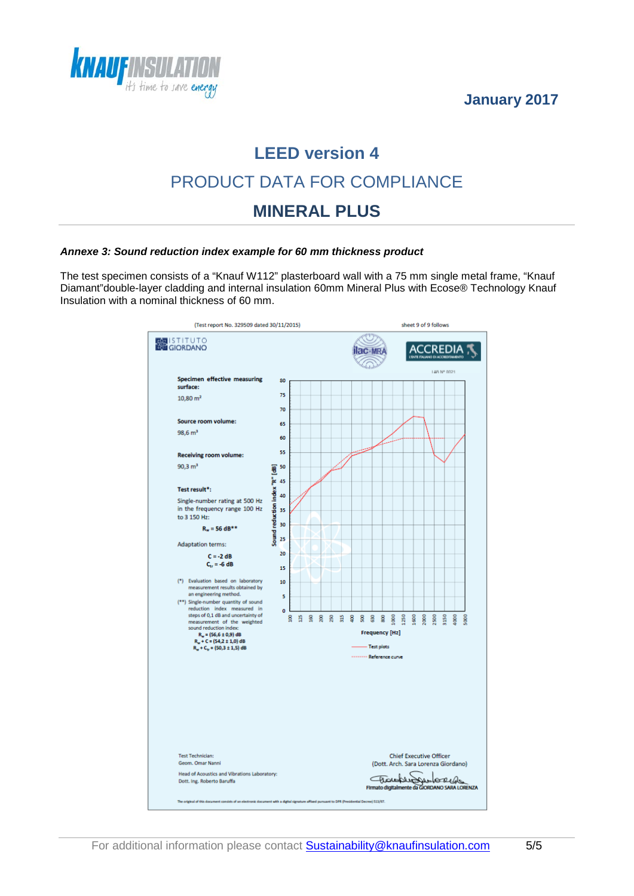January 2017

# LEED version 4

## PRODUCT DATA FOR COMPLIANCE

## MINERAL PLUS

***Annexe 3: Sound reduction index example for 60 mm thickness product***

The test specimen consists of a "Knauf W112" plasterboard wall with a 75 mm single metal frame, "Knauf Diamant"double-layer cladding and internal insulation 60mm Mineral Plus with Ecose® Technology Knauf Insulation with a nominal thickness of 60 mm.

(Test report No. 329509 dated 30/11/2015)

sheet 9 of 9 follows

ISTITUTO GIORDANO

ilac-MRA

ACCREDIA

LAB N° 0021

**Specimen effective measuring surface:**

10,80 m²

**Source room volume:**

98,6 m³

**Receiving room volume:**

90,3 m³

**Test result\*:**

Single-number rating at 500 Hz in the frequency range 100 Hz to 3 150 Hz:

**$R_w$ = 56 dB\*\***

Adaptation terms:

**C = -2 dB**

**$C_{tr}$ = -6 dB**

(\*) Evaluation based on laboratory measurement results obtained by an engineering method.

(\*\*) Single-number quantity of sound reduction index measured in steps of 0,1 dB and uncertainty of measurement of the weighted sound reduction index:

**$R_w$ = (56,6 ± 0,9) dB**

**$R_w$ + C = (54,2 ± 1,0) dB**

**$R_w$ + $C_{tr}$ = (50,3 ± 1,5) dB**

Sound reduction index "R" [dB]

80
75
70
65
60
55
50
45
40
35
30
25
20
15
10
5
0

100 125 160 200 250 315 400 500 630 800 1000 1250 1600 2000 2500 3150 4000 5000

Frequency [Hz]

Test plots

Reference curve

Test Technician:
Geom. Omar Nanni

Head of Acoustics and Vibrations Laboratory:
Dott. Ing. Roberto Baruffa

Chief Executive Officer
(Dott. Arch. Sara Lorenza Giordano)

Firmato digitalmente da GIORDANO SARA LORENZA

The original of this document consists of an electronic document with a digital signature affixed pursuant to DPR (Presidential Decree) 513/97.

For additional information please contact Sustainability@knaufinsulation.com